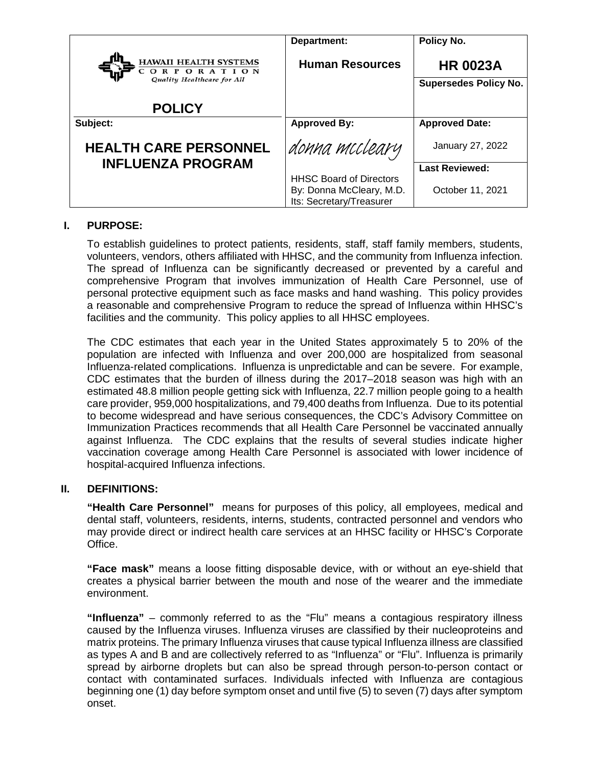| HAWAII HEALTH SYSTEMS CORPORATION *Quality Healthcare for All* | **Department:** | **Policy No.** |
|---|---|---|
| | **Human Resources** | **HR 0023A** |
| **POLICY** | | **Supersedes Policy No.** |
| **Subject:** | **Approved By:** | **Approved Date:** |
| **HEALTH CARE PERSONNEL INFLUENZA PROGRAM** | *donna mccleary* | January 27, 2022 |
| | HHSC Board of Directors By: Donna McCleary, M.D. Its: Secretary/Treasurer | **Last Reviewed:** October 11, 2021 |

## I. PURPOSE:

To establish guidelines to protect patients, residents, staff, staff family members, students, volunteers, vendors, others affiliated with HHSC, and the community from Influenza infection. The spread of Influenza can be significantly decreased or prevented by a careful and comprehensive Program that involves immunization of Health Care Personnel, use of personal protective equipment such as face masks and hand washing. This policy provides a reasonable and comprehensive Program to reduce the spread of Influenza within HHSC's facilities and the community. This policy applies to all HHSC employees.

The CDC estimates that each year in the United States approximately 5 to 20% of the population are infected with Influenza and over 200,000 are hospitalized from seasonal Influenza-related complications. Influenza is unpredictable and can be severe. For example, CDC estimates that the burden of illness during the 2017–2018 season was high with an estimated 48.8 million people getting sick with Influenza, 22.7 million people going to a health care provider, 959,000 hospitalizations, and 79,400 deaths from Influenza. Due to its potential to become widespread and have serious consequences, the CDC's Advisory Committee on Immunization Practices recommends that all Health Care Personnel be vaccinated annually against Influenza. The CDC explains that the results of several studies indicate higher vaccination coverage among Health Care Personnel is associated with lower incidence of hospital-acquired Influenza infections.

## II. DEFINITIONS:

**"Health Care Personnel"** means for purposes of this policy, all employees, medical and dental staff, volunteers, residents, interns, students, contracted personnel and vendors who may provide direct or indirect health care services at an HHSC facility or HHSC's Corporate Office.

**"Face mask"** means a loose fitting disposable device, with or without an eye-shield that creates a physical barrier between the mouth and nose of the wearer and the immediate environment.

**"Influenza"** – commonly referred to as the "Flu" means a contagious respiratory illness caused by the Influenza viruses. Influenza viruses are classified by their nucleoproteins and matrix proteins. The primary Influenza viruses that cause typical Influenza illness are classified as types A and B and are collectively referred to as "Influenza" or "Flu". Influenza is primarily spread by airborne droplets but can also be spread through person-to-person contact or contact with contaminated surfaces. Individuals infected with Influenza are contagious beginning one (1) day before symptom onset and until five (5) to seven (7) days after symptom onset.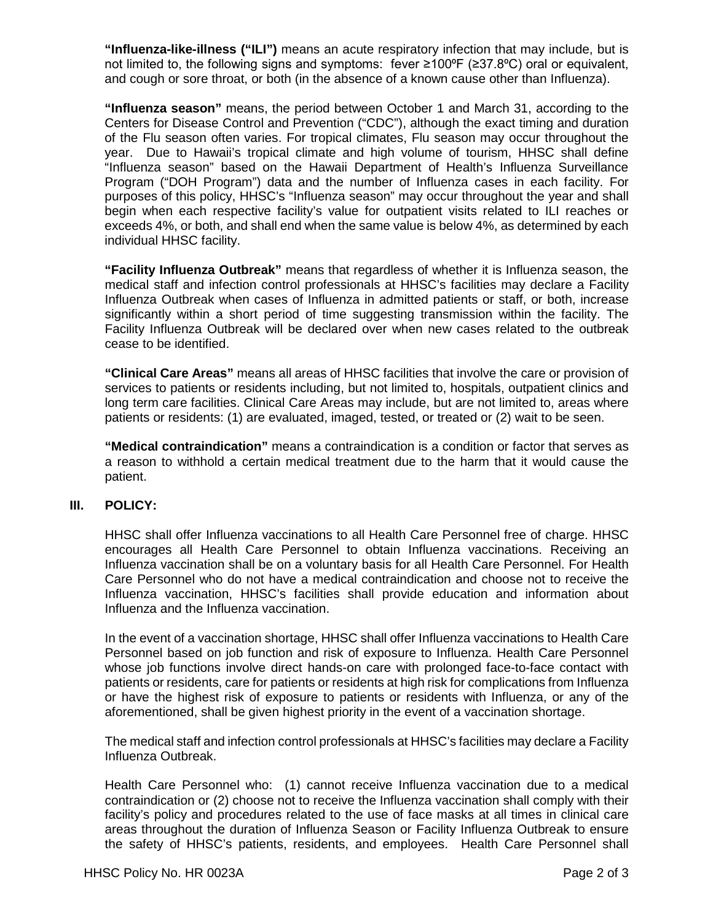**"Influenza-like-illness ("ILI")** means an acute respiratory infection that may include, but is not limited to, the following signs and symptoms: fever ≥100ºF (≥37.8ºC) oral or equivalent, and cough or sore throat, or both (in the absence of a known cause other than Influenza).

**"Influenza season"** means, the period between October 1 and March 31, according to the Centers for Disease Control and Prevention ("CDC"), although the exact timing and duration of the Flu season often varies. For tropical climates, Flu season may occur throughout the year. Due to Hawaii's tropical climate and high volume of tourism, HHSC shall define "Influenza season" based on the Hawaii Department of Health's Influenza Surveillance Program ("DOH Program") data and the number of Influenza cases in each facility. For purposes of this policy, HHSC's "Influenza season" may occur throughout the year and shall begin when each respective facility's value for outpatient visits related to ILI reaches or exceeds 4%, or both, and shall end when the same value is below 4%, as determined by each individual HHSC facility.

**"Facility Influenza Outbreak"** means that regardless of whether it is Influenza season, the medical staff and infection control professionals at HHSC's facilities may declare a Facility Influenza Outbreak when cases of Influenza in admitted patients or staff, or both, increase significantly within a short period of time suggesting transmission within the facility. The Facility Influenza Outbreak will be declared over when new cases related to the outbreak cease to be identified.

**"Clinical Care Areas"** means all areas of HHSC facilities that involve the care or provision of services to patients or residents including, but not limited to, hospitals, outpatient clinics and long term care facilities. Clinical Care Areas may include, but are not limited to, areas where patients or residents: (1) are evaluated, imaged, tested, or treated or (2) wait to be seen.

**"Medical contraindication"** means a contraindication is a condition or factor that serves as a reason to withhold a certain medical treatment due to the harm that it would cause the patient.

## III. POLICY:

HHSC shall offer Influenza vaccinations to all Health Care Personnel free of charge. HHSC encourages all Health Care Personnel to obtain Influenza vaccinations. Receiving an Influenza vaccination shall be on a voluntary basis for all Health Care Personnel. For Health Care Personnel who do not have a medical contraindication and choose not to receive the Influenza vaccination, HHSC's facilities shall provide education and information about Influenza and the Influenza vaccination.

In the event of a vaccination shortage, HHSC shall offer Influenza vaccinations to Health Care Personnel based on job function and risk of exposure to Influenza. Health Care Personnel whose job functions involve direct hands-on care with prolonged face-to-face contact with patients or residents, care for patients or residents at high risk for complications from Influenza or have the highest risk of exposure to patients or residents with Influenza, or any of the aforementioned, shall be given highest priority in the event of a vaccination shortage.

The medical staff and infection control professionals at HHSC's facilities may declare a Facility Influenza Outbreak.

Health Care Personnel who: (1) cannot receive Influenza vaccination due to a medical contraindication or (2) choose not to receive the Influenza vaccination shall comply with their facility's policy and procedures related to the use of face masks at all times in clinical care areas throughout the duration of Influenza Season or Facility Influenza Outbreak to ensure the safety of HHSC's patients, residents, and employees. Health Care Personnel shall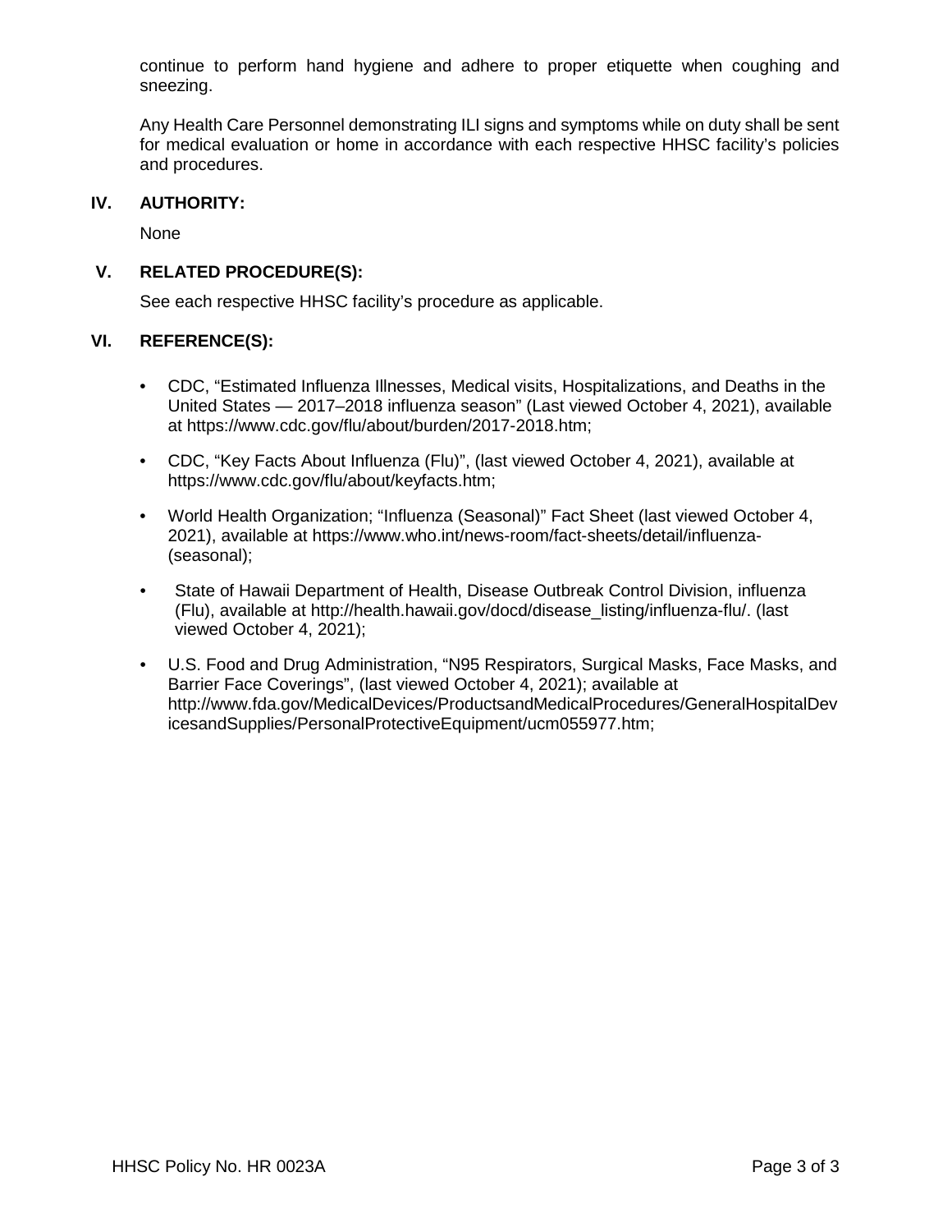continue to perform hand hygiene and adhere to proper etiquette when coughing and sneezing.

Any Health Care Personnel demonstrating ILI signs and symptoms while on duty shall be sent for medical evaluation or home in accordance with each respective HHSC facility's policies and procedures.

## IV. AUTHORITY:

None

## V. RELATED PROCEDURE(S):

See each respective HHSC facility's procedure as applicable.

## VI. REFERENCE(S):

- CDC, "Estimated Influenza Illnesses, Medical visits, Hospitalizations, and Deaths in the United States — 2017–2018 influenza season" (Last viewed October 4, 2021), available at https://www.cdc.gov/flu/about/burden/2017-2018.htm;
- CDC, "Key Facts About Influenza (Flu)", (last viewed October 4, 2021), available at https://www.cdc.gov/flu/about/keyfacts.htm;
- World Health Organization; "Influenza (Seasonal)" Fact Sheet (last viewed October 4, 2021), available at https://www.who.int/news-room/fact-sheets/detail/influenza-(seasonal);
- State of Hawaii Department of Health, Disease Outbreak Control Division, influenza (Flu), available at http://health.hawaii.gov/docd/disease_listing/influenza-flu/. (last viewed October 4, 2021);
- U.S. Food and Drug Administration, "N95 Respirators, Surgical Masks, Face Masks, and Barrier Face Coverings", (last viewed October 4, 2021); available at http://www.fda.gov/MedicalDevices/ProductsandMedicalProcedures/GeneralHospitalDevicesandSupplies/PersonalProtectiveEquipment/ucm055977.htm;